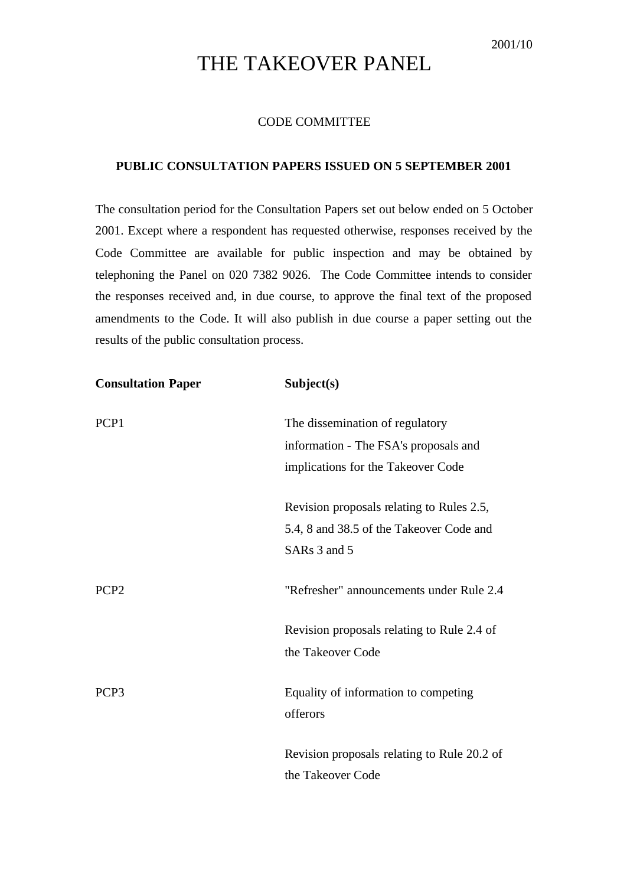2001/10

# THE TAKEOVER PANEL

## CODE COMMITTEE

**PUBLIC CONSULTATION PAPERS ISSUED ON 5 SEPTEMBER 2001**

The consultation period for the Consultation Papers set out below ended on 5 October 2001. Except where a respondent has requested otherwise, responses received by the Code Committee are available for public inspection and may be obtained by telephoning the Panel on 020 7382 9026. The Code Committee intends to consider the responses received and, in due course, to approve the final text of the proposed amendments to the Code. It will also publish in due course a paper setting out the results of the public consultation process.

| **Consultation Paper** | **Subject(s)** |
|---|---|
| PCP1 | The dissemination of regulatory information - The FSA's proposals and implications for the Takeover Code<br><br>Revision proposals relating to Rules 2.5, 5.4, 8 and 38.5 of the Takeover Code and SARs 3 and 5 |
| PCP2 | "Refresher" announcements under Rule 2.4<br><br>Revision proposals relating to Rule 2.4 of the Takeover Code |
| PCP3 | Equality of information to competing offerors<br><br>Revision proposals relating to Rule 20.2 of the Takeover Code |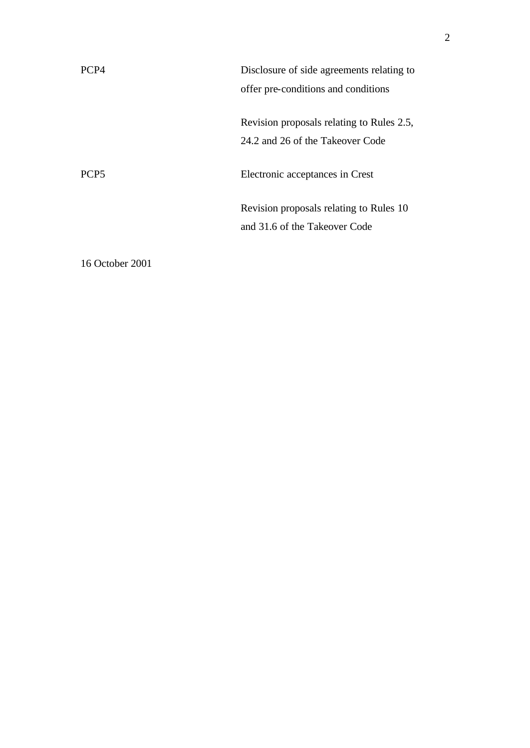| | |
|---|---|
| PCP4 | Disclosure of side agreements relating to offer pre-conditions and conditions |
| | Revision proposals relating to Rules 2.5, 24.2 and 26 of the Takeover Code |
| PCP5 | Electronic acceptances in Crest |
| | Revision proposals relating to Rules 10 and 31.6 of the Takeover Code |

16 October 2001